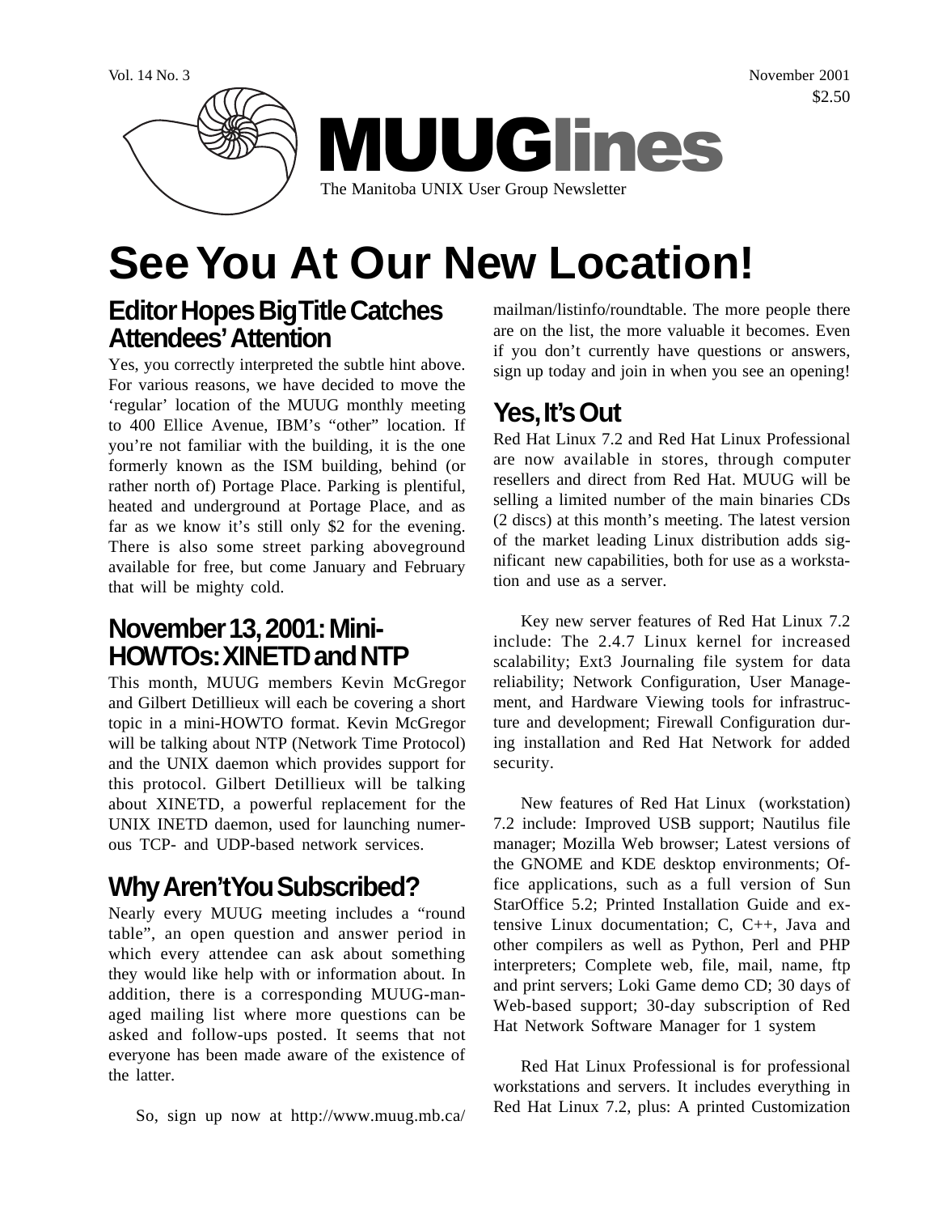Vol. 14 No. 3 November 2001 $2.50

# MUUGlines

The Manitoba UNIX User Group Newsletter

# See You At Our New Location!

## Editor Hopes Big Title Catches Attendees' Attention

Yes, you correctly interpreted the subtle hint above. For various reasons, we have decided to move the 'regular' location of the MUUG monthly meeting to 400 Ellice Avenue, IBM's "other" location. If you're not familiar with the building, it is the one formerly known as the ISM building, behind (or rather north of) Portage Place. Parking is plentiful, heated and underground at Portage Place, and as far as we know it's still only $2 for the evening. There is also some street parking aboveground available for free, but come January and February that will be mighty cold.

## November 13, 2001: Mini-HOWTOs: XINETD and NTP

This month, MUUG members Kevin McGregor and Gilbert Detillieux will each be covering a short topic in a mini-HOWTO format. Kevin McGregor will be talking about NTP (Network Time Protocol) and the UNIX daemon which provides support for this protocol. Gilbert Detillieux will be talking about XINETD, a powerful replacement for the UNIX INETD daemon, used for launching numerous TCP- and UDP-based network services.

## Why Aren't You Subscribed?

Nearly every MUUG meeting includes a "round table", an open question and answer period in which every attendee can ask about something they would like help with or information about. In addition, there is a corresponding MUUG-managed mailing list where more questions can be asked and follow-ups posted. It seems that not everyone has been made aware of the existence of the latter.

So, sign up now at http://www.muug.mb.ca/mailman/listinfo/roundtable. The more people there are on the list, the more valuable it becomes. Even if you don't currently have questions or answers, sign up today and join in when you see an opening!

## Yes, It's Out

Red Hat Linux 7.2 and Red Hat Linux Professional are now available in stores, through computer resellers and direct from Red Hat. MUUG will be selling a limited number of the main binaries CDs (2 discs) at this month's meeting. The latest version of the market leading Linux distribution adds significant new capabilities, both for use as a workstation and use as a server.

Key new server features of Red Hat Linux 7.2 include: The 2.4.7 Linux kernel for increased scalability; Ext3 Journaling file system for data reliability; Network Configuration, User Management, and Hardware Viewing tools for infrastructure and development; Firewall Configuration during installation and Red Hat Network for added security.

New features of Red Hat Linux (workstation) 7.2 include: Improved USB support; Nautilus file manager; Mozilla Web browser; Latest versions of the GNOME and KDE desktop environments; Office applications, such as a full version of Sun StarOffice 5.2; Printed Installation Guide and extensive Linux documentation; C, C++, Java and other compilers as well as Python, Perl and PHP interpreters; Complete web, file, mail, name, ftp and print servers; Loki Game demo CD; 30 days of Web-based support; 30-day subscription of Red Hat Network Software Manager for 1 system

Red Hat Linux Professional is for professional workstations and servers. It includes everything in Red Hat Linux 7.2, plus: A printed Customization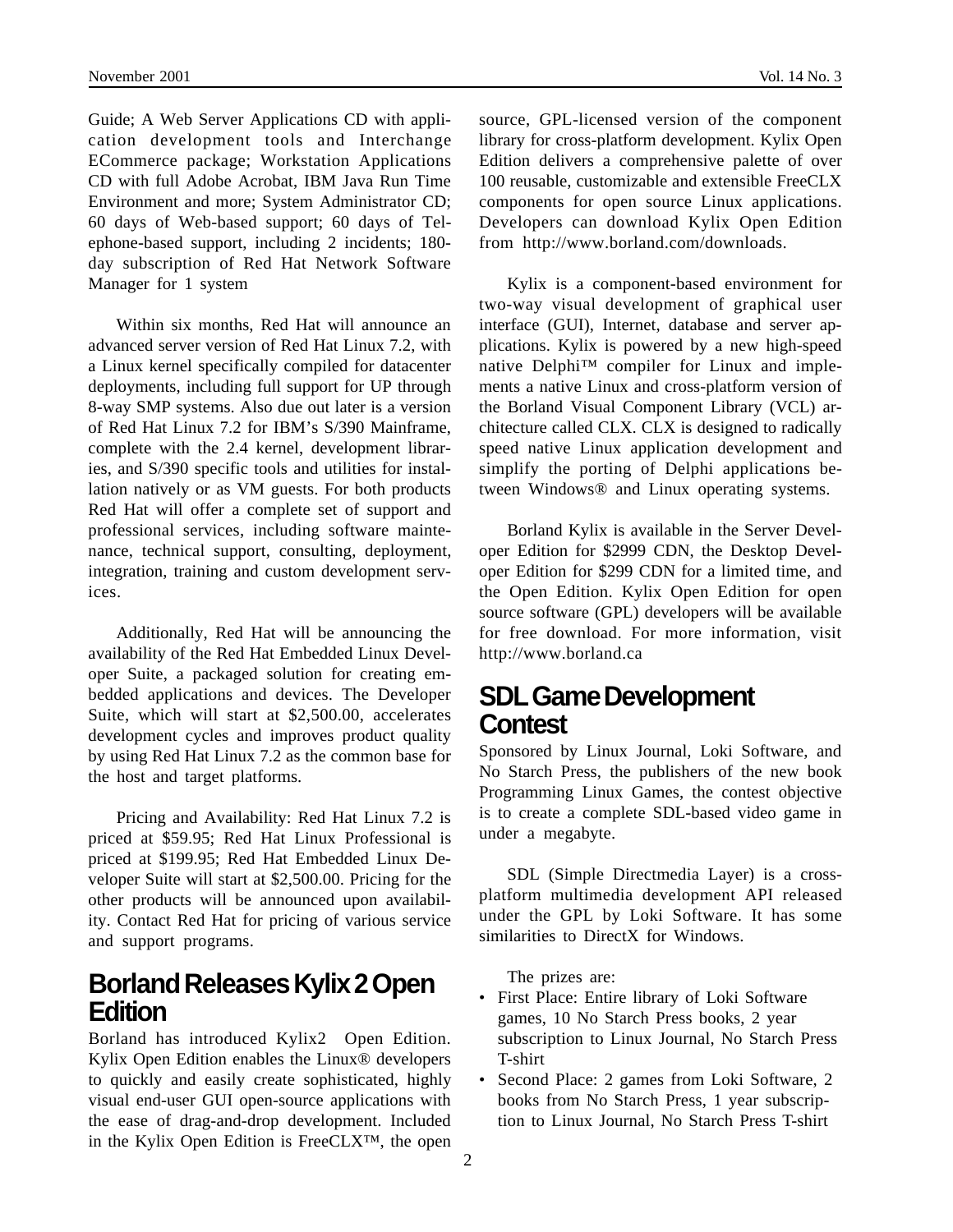Guide; A Web Server Applications CD with application development tools and Interchange ECommerce package; Workstation Applications CD with full Adobe Acrobat, IBM Java Run Time Environment and more; System Administrator CD; 60 days of Web-based support; 60 days of Telephone-based support, including 2 incidents; 180-day subscription of Red Hat Network Software Manager for 1 system

Within six months, Red Hat will announce an advanced server version of Red Hat Linux 7.2, with a Linux kernel specifically compiled for datacenter deployments, including full support for UP through 8-way SMP systems. Also due out later is a version of Red Hat Linux 7.2 for IBM's S/390 Mainframe, complete with the 2.4 kernel, development libraries, and S/390 specific tools and utilities for installation natively or as VM guests. For both products Red Hat will offer a complete set of support and professional services, including software maintenance, technical support, consulting, deployment, integration, training and custom development services.

Additionally, Red Hat will be announcing the availability of the Red Hat Embedded Linux Developer Suite, a packaged solution for creating embedded applications and devices. The Developer Suite, which will start at $2,500.00, accelerates development cycles and improves product quality by using Red Hat Linux 7.2 as the common base for the host and target platforms.

Pricing and Availability: Red Hat Linux 7.2 is priced at $59.95; Red Hat Linux Professional is priced at $199.95; Red Hat Embedded Linux Developer Suite will start at $2,500.00. Pricing for the other products will be announced upon availability. Contact Red Hat for pricing of various service and support programs.

## Borland Releases Kylix 2 Open Edition

Borland has introduced Kylix2 Open Edition. Kylix Open Edition enables the Linux® developers to quickly and easily create sophisticated, highly visual end-user GUI open-source applications with the ease of drag-and-drop development. Included in the Kylix Open Edition is FreeCLX™, the open source, GPL-licensed version of the component library for cross-platform development. Kylix Open Edition delivers a comprehensive palette of over 100 reusable, customizable and extensible FreeCLX components for open source Linux applications. Developers can download Kylix Open Edition from http://www.borland.com/downloads.

Kylix is a component-based environment for two-way visual development of graphical user interface (GUI), Internet, database and server applications. Kylix is powered by a new high-speed native Delphi™ compiler for Linux and implements a native Linux and cross-platform version of the Borland Visual Component Library (VCL) architecture called CLX. CLX is designed to radically speed native Linux application development and simplify the porting of Delphi applications between Windows® and Linux operating systems.

Borland Kylix is available in the Server Developer Edition for $2999 CDN, the Desktop Developer Edition for $299 CDN for a limited time, and the Open Edition. Kylix Open Edition for open source software (GPL) developers will be available for free download. For more information, visit http://www.borland.ca

## SDL Game Development Contest

Sponsored by Linux Journal, Loki Software, and No Starch Press, the publishers of the new book Programming Linux Games, the contest objective is to create a complete SDL-based video game in under a megabyte.

SDL (Simple Directmedia Layer) is a cross-platform multimedia development API released under the GPL by Loki Software. It has some similarities to DirectX for Windows.

The prizes are:

- First Place: Entire library of Loki Software games, 10 No Starch Press books, 2 year subscription to Linux Journal, No Starch Press T-shirt
- Second Place: 2 games from Loki Software, 2 books from No Starch Press, 1 year subscription to Linux Journal, No Starch Press T-shirt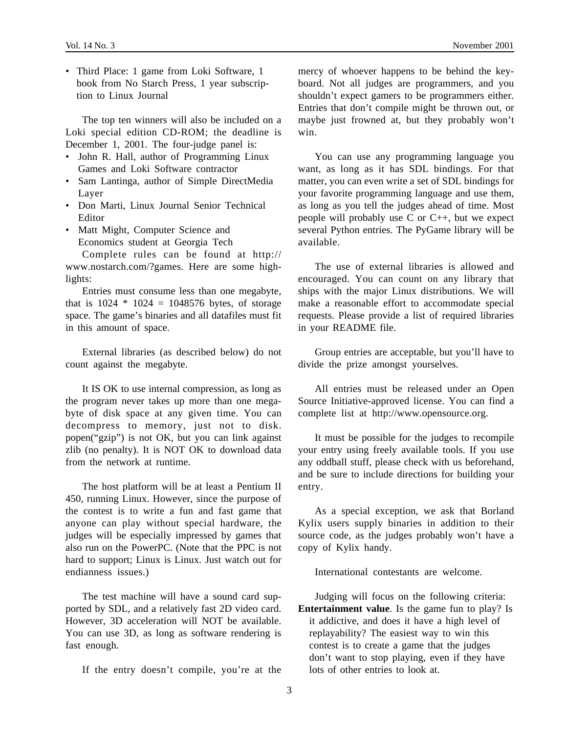- Third Place: 1 game from Loki Software, 1 book from No Starch Press, 1 year subscription to Linux Journal

The top ten winners will also be included on a Loki special edition CD-ROM; the deadline is December 1, 2001. The four-judge panel is:

- John R. Hall, author of Programming Linux Games and Loki Software contractor
- Sam Lantinga, author of Simple DirectMedia Layer
- Don Marti, Linux Journal Senior Technical Editor
- Matt Might, Computer Science and Economics student at Georgia Tech

Complete rules can be found at http://www.nostarch.com/?games. Here are some highlights:

Entries must consume less than one megabyte, that is 1024 * 1024 = 1048576 bytes, of storage space. The game's binaries and all datafiles must fit in this amount of space.

External libraries (as described below) do not count against the megabyte.

It IS OK to use internal compression, as long as the program never takes up more than one megabyte of disk space at any given time. You can decompress to memory, just not to disk. popen("gzip") is not OK, but you can link against zlib (no penalty). It is NOT OK to download data from the network at runtime.

The host platform will be at least a Pentium II 450, running Linux. However, since the purpose of the contest is to write a fun and fast game that anyone can play without special hardware, the judges will be especially impressed by games that also run on the PowerPC. (Note that the PPC is not hard to support; Linux is Linux. Just watch out for endianness issues.)

The test machine will have a sound card supported by SDL, and a relatively fast 2D video card. However, 3D acceleration will NOT be available. You can use 3D, as long as software rendering is fast enough.

If the entry doesn't compile, you're at the mercy of whoever happens to be behind the keyboard. Not all judges are programmers, and you shouldn't expect gamers to be programmers either. Entries that don't compile might be thrown out, or maybe just frowned at, but they probably won't win.

You can use any programming language you want, as long as it has SDL bindings. For that matter, you can even write a set of SDL bindings for your favorite programming language and use them, as long as you tell the judges ahead of time. Most people will probably use C or C++, but we expect several Python entries. The PyGame library will be available.

The use of external libraries is allowed and encouraged. You can count on any library that ships with the major Linux distributions. We will make a reasonable effort to accommodate special requests. Please provide a list of required libraries in your README file.

Group entries are acceptable, but you'll have to divide the prize amongst yourselves.

All entries must be released under an Open Source Initiative-approved license. You can find a complete list at http://www.opensource.org.

It must be possible for the judges to recompile your entry using freely available tools. If you use any oddball stuff, please check with us beforehand, and be sure to include directions for building your entry.

As a special exception, we ask that Borland Kylix users supply binaries in addition to their source code, as the judges probably won't have a copy of Kylix handy.

International contestants are welcome.

Judging will focus on the following criteria:

**Entertainment value**. Is the game fun to play? Is it addictive, and does it have a high level of replayability? The easiest way to win this contest is to create a game that the judges don't want to stop playing, even if they have lots of other entries to look at.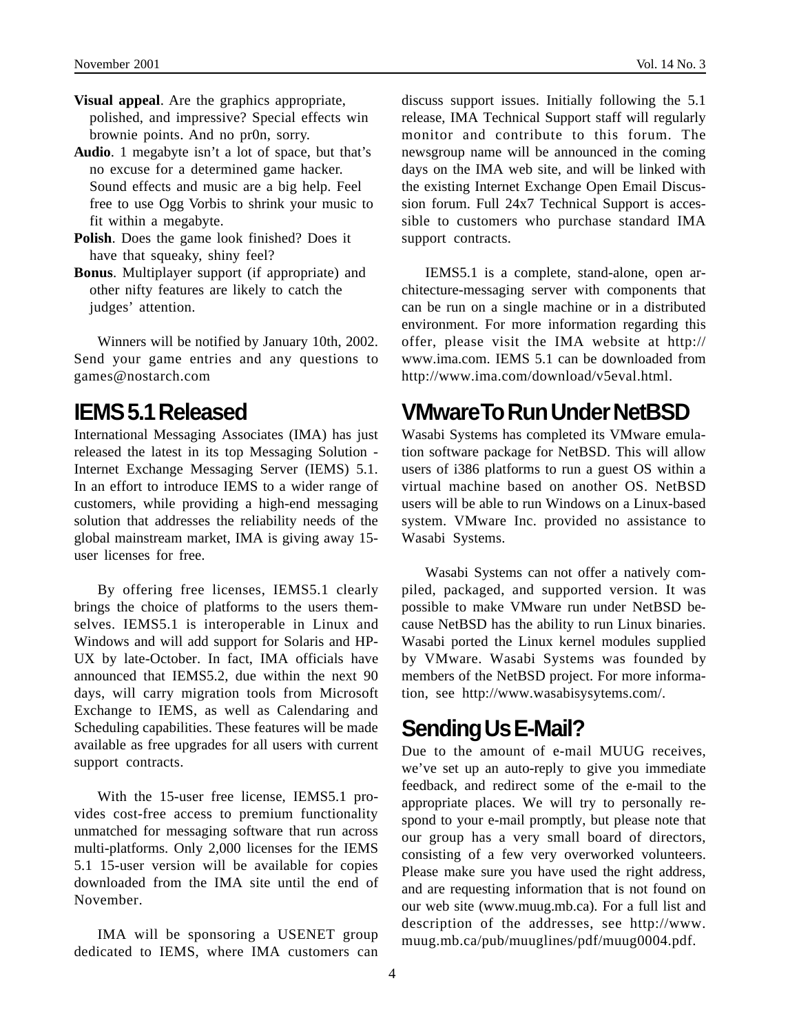- **Visual appeal**. Are the graphics appropriate, polished, and impressive? Special effects win brownie points. And no pr0n, sorry.
- **Audio**. 1 megabyte isn't a lot of space, but that's no excuse for a determined game hacker. Sound effects and music are a big help. Feel free to use Ogg Vorbis to shrink your music to fit within a megabyte.
- **Polish**. Does the game look finished? Does it have that squeaky, shiny feel?
- **Bonus**. Multiplayer support (if appropriate) and other nifty features are likely to catch the judges' attention.

Winners will be notified by January 10th, 2002. Send your game entries and any questions to games@nostarch.com

## IEMS 5.1 Released

International Messaging Associates (IMA) has just released the latest in its top Messaging Solution - Internet Exchange Messaging Server (IEMS) 5.1. In an effort to introduce IEMS to a wider range of customers, while providing a high-end messaging solution that addresses the reliability needs of the global mainstream market, IMA is giving away 15-user licenses for free.

By offering free licenses, IEMS5.1 clearly brings the choice of platforms to the users themselves. IEMS5.1 is interoperable in Linux and Windows and will add support for Solaris and HP-UX by late-October. In fact, IMA officials have announced that IEMS5.2, due within the next 90 days, will carry migration tools from Microsoft Exchange to IEMS, as well as Calendaring and Scheduling capabilities. These features will be made available as free upgrades for all users with current support contracts.

With the 15-user free license, IEMS5.1 provides cost-free access to premium functionality unmatched for messaging software that run across multi-platforms. Only 2,000 licenses for the IEMS 5.1 15-user version will be available for copies downloaded from the IMA site until the end of November.

IMA will be sponsoring a USENET group dedicated to IEMS, where IMA customers can discuss support issues. Initially following the 5.1 release, IMA Technical Support staff will regularly monitor and contribute to this forum. The newsgroup name will be announced in the coming days on the IMA web site, and will be linked with the existing Internet Exchange Open Email Discussion forum. Full 24x7 Technical Support is accessible to customers who purchase standard IMA support contracts.

IEMS5.1 is a complete, stand-alone, open architecture-messaging server with components that can be run on a single machine or in a distributed environment. For more information regarding this offer, please visit the IMA website at http://www.ima.com. IEMS 5.1 can be downloaded from http://www.ima.com/download/v5eval.html.

## VMware To Run Under NetBSD

Wasabi Systems has completed its VMware emulation software package for NetBSD. This will allow users of i386 platforms to run a guest OS within a virtual machine based on another OS. NetBSD users will be able to run Windows on a Linux-based system. VMware Inc. provided no assistance to Wasabi Systems.

Wasabi Systems can not offer a natively compiled, packaged, and supported version. It was possible to make VMware run under NetBSD because NetBSD has the ability to run Linux binaries. Wasabi ported the Linux kernel modules supplied by VMware. Wasabi Systems was founded by members of the NetBSD project. For more information, see http://www.wasabisysytems.com/.

## Sending Us E-Mail?

Due to the amount of e-mail MUUG receives, we've set up an auto-reply to give you immediate feedback, and redirect some of the e-mail to the appropriate places. We will try to personally respond to your e-mail promptly, but please note that our group has a very small board of directors, consisting of a few very overworked volunteers. Please make sure you have used the right address, and are requesting information that is not found on our web site (www.muug.mb.ca). For a full list and description of the addresses, see http://www.muug.mb.ca/pub/muuglines/pdf/muug0004.pdf.